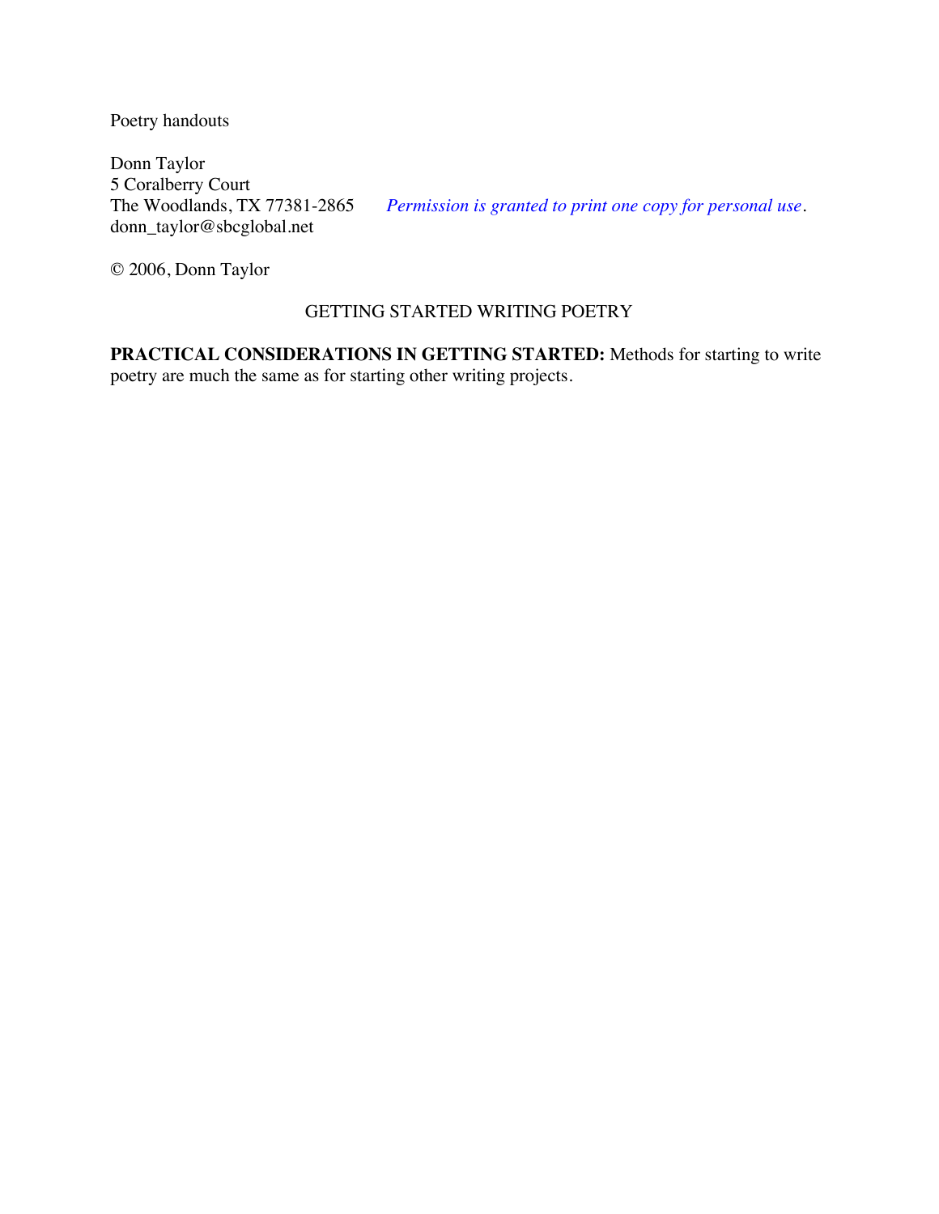Poetry handouts

Donn Taylor
5 Coralberry Court
The Woodlands, TX 77381-2865
donn_taylor@sbcglobal.net

*Permission is granted to print one copy for personal use.*

© 2006, Donn Taylor

## GETTING STARTED WRITING POETRY

**PRACTICAL CONSIDERATIONS IN GETTING STARTED:** Methods for starting to write poetry are much the same as for starting other writing projects.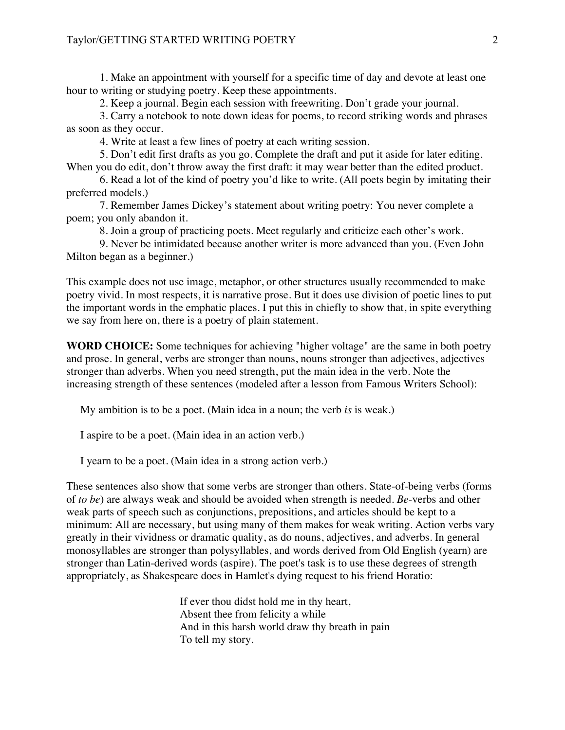1. Make an appointment with yourself for a specific time of day and devote at least one hour to writing or studying poetry. Keep these appointments.
2. Keep a journal. Begin each session with freewriting. Don't grade your journal.
3. Carry a notebook to note down ideas for poems, to record striking words and phrases as soon as they occur.
4. Write at least a few lines of poetry at each writing session.
5. Don't edit first drafts as you go. Complete the draft and put it aside for later editing. When you do edit, don't throw away the first draft: it may wear better than the edited product.
6. Read a lot of the kind of poetry you'd like to write. (All poets begin by imitating their preferred models.)
7. Remember James Dickey's statement about writing poetry: You never complete a poem; you only abandon it.
8. Join a group of practicing poets. Meet regularly and criticize each other's work.
9. Never be intimidated because another writer is more advanced than you. (Even John Milton began as a beginner.)

This example does not use image, metaphor, or other structures usually recommended to make poetry vivid. In most respects, it is narrative prose. But it does use division of poetic lines to put the important words in the emphatic places. I put this in chiefly to show that, in spite everything we say from here on, there is a poetry of plain statement.

**WORD CHOICE:** Some techniques for achieving "higher voltage" are the same in both poetry and prose. In general, verbs are stronger than nouns, nouns stronger than adjectives, adjectives stronger than adverbs. When you need strength, put the main idea in the verb. Note the increasing strength of these sentences (modeled after a lesson from Famous Writers School):

My ambition is to be a poet. (Main idea in a noun; the verb *is* is weak.)

I aspire to be a poet. (Main idea in an action verb.)

I yearn to be a poet. (Main idea in a strong action verb.)

These sentences also show that some verbs are stronger than others. State-of-being verbs (forms of *to be*) are always weak and should be avoided when strength is needed. *Be*-verbs and other weak parts of speech such as conjunctions, prepositions, and articles should be kept to a minimum: All are necessary, but using many of them makes for weak writing. Action verbs vary greatly in their vividness or dramatic quality, as do nouns, adjectives, and adverbs. In general monosyllables are stronger than polysyllables, and words derived from Old English (yearn) are stronger than Latin-derived words (aspire). The poet's task is to use these degrees of strength appropriately, as Shakespeare does in Hamlet's dying request to his friend Horatio:

> If ever thou didst hold me in thy heart,
> Absent thee from felicity a while
> And in this harsh world draw thy breath in pain
> To tell my story.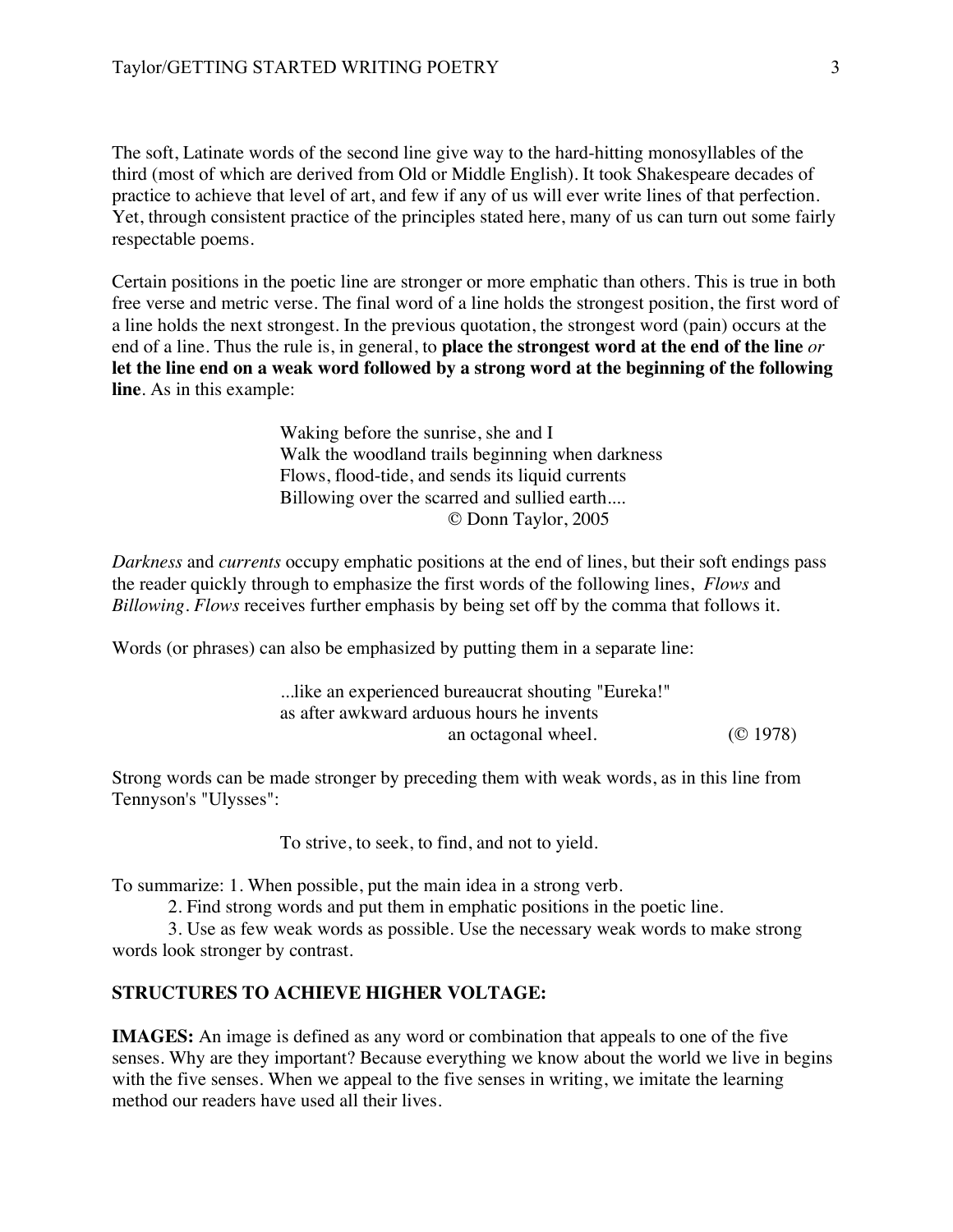The soft, Latinate words of the second line give way to the hard-hitting monosyllables of the third (most of which are derived from Old or Middle English). It took Shakespeare decades of practice to achieve that level of art, and few if any of us will ever write lines of that perfection. Yet, through consistent practice of the principles stated here, many of us can turn out some fairly respectable poems.

Certain positions in the poetic line are stronger or more emphatic than others. This is true in both free verse and metric verse. The final word of a line holds the strongest position, the first word of a line holds the next strongest. In the previous quotation, the strongest word (pain) occurs at the end of a line. Thus the rule is, in general, to **place the strongest word at the end of the line** *or* **let the line end on a weak word followed by a strong word at the beginning of the following line**. As in this example:

> Waking before the sunrise, she and I
> Walk the woodland trails beginning when darkness
> Flows, flood-tide, and sends its liquid currents
> Billowing over the scarred and sullied earth....
>
> © Donn Taylor, 2005

*Darkness* and *currents* occupy emphatic positions at the end of lines, but their soft endings pass the reader quickly through to emphasize the first words of the following lines, *Flows* and *Billowing*. *Flows* receives further emphasis by being set off by the comma that follows it.

Words (or phrases) can also be emphasized by putting them in a separate line:

> ...like an experienced bureaucrat shouting "Eureka!"
> as after awkward arduous hours he invents
> an octagonal wheel. (© 1978)

Strong words can be made stronger by preceding them with weak words, as in this line from Tennyson's "Ulysses":

> To strive, to seek, to find, and not to yield.

To summarize: 1. When possible, put the main idea in a strong verb.

2. Find strong words and put them in emphatic positions in the poetic line.

3. Use as few weak words as possible. Use the necessary weak words to make strong words look stronger by contrast.

**STRUCTURES TO ACHIEVE HIGHER VOLTAGE:**

**IMAGES:** An image is defined as any word or combination that appeals to one of the five senses. Why are they important? Because everything we know about the world we live in begins with the five senses. When we appeal to the five senses in writing, we imitate the learning method our readers have used all their lives.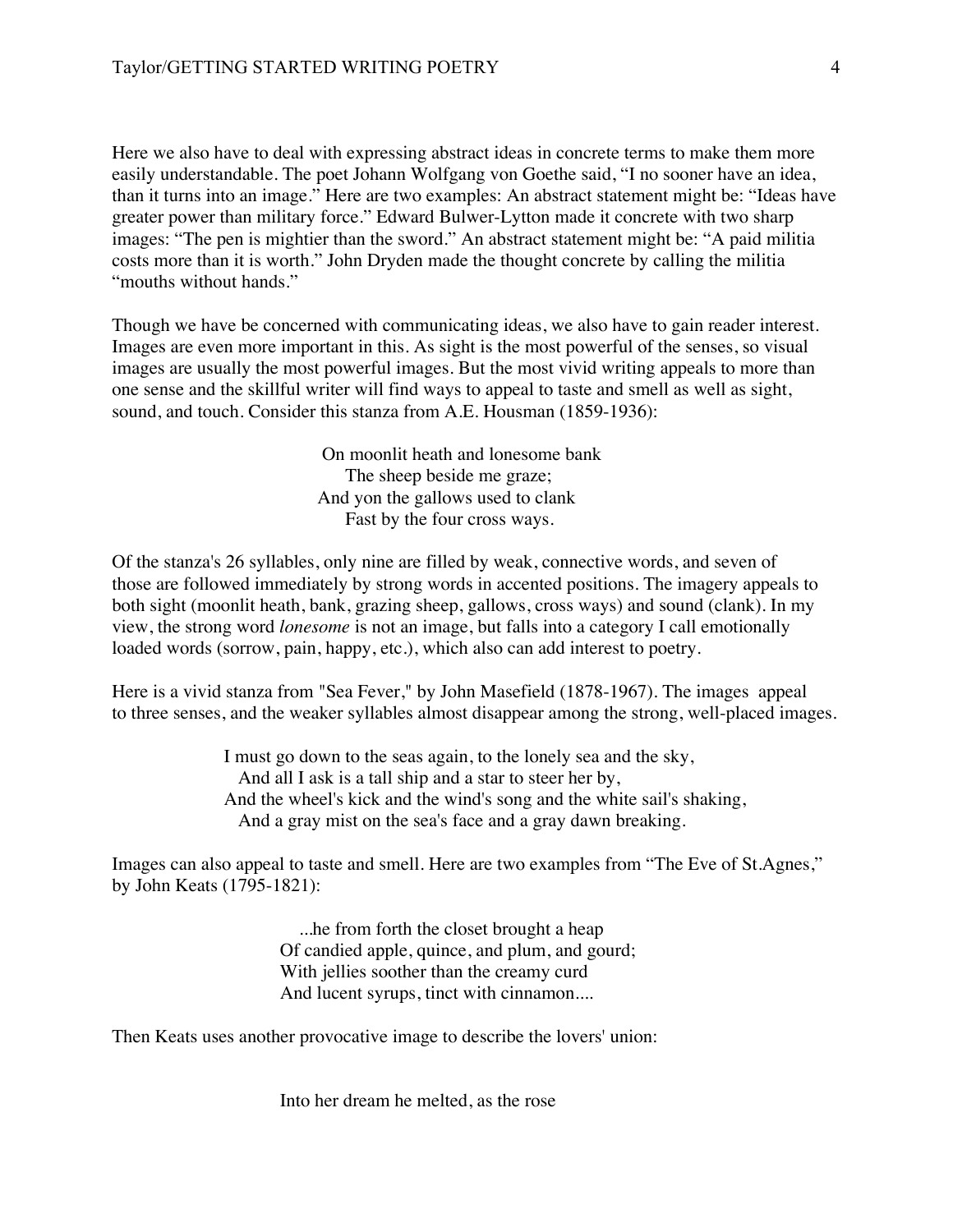Here we also have to deal with expressing abstract ideas in concrete terms to make them more easily understandable. The poet Johann Wolfgang von Goethe said, “I no sooner have an idea, than it turns into an image.” Here are two examples: An abstract statement might be: “Ideas have greater power than military force.” Edward Bulwer-Lytton made it concrete with two sharp images: “The pen is mightier than the sword.” An abstract statement might be: “A paid militia costs more than it is worth.” John Dryden made the thought concrete by calling the militia “mouths without hands.”

Though we have be concerned with communicating ideas, we also have to gain reader interest. Images are even more important in this. As sight is the most powerful of the senses, so visual images are usually the most powerful images. But the most vivid writing appeals to more than one sense and the skillful writer will find ways to appeal to taste and smell as well as sight, sound, and touch. Consider this stanza from A.E. Housman (1859-1936):

> On moonlit heath and lonesome bank  
> The sheep beside me graze;  
> And yon the gallows used to clank  
> Fast by the four cross ways.

Of the stanza's 26 syllables, only nine are filled by weak, connective words, and seven of those are followed immediately by strong words in accented positions. The imagery appeals to both sight (moonlit heath, bank, grazing sheep, gallows, cross ways) and sound (clank). In my view, the strong word *lonesome* is not an image, but falls into a category I call emotionally loaded words (sorrow, pain, happy, etc.), which also can add interest to poetry.

Here is a vivid stanza from "Sea Fever," by John Masefield (1878-1967). The images appeal to three senses, and the weaker syllables almost disappear among the strong, well-placed images.

> I must go down to the seas again, to the lonely sea and the sky,  
> And all I ask is a tall ship and a star to steer her by,  
> And the wheel's kick and the wind's song and the white sail's shaking,  
> And a gray mist on the sea's face and a gray dawn breaking.

Images can also appeal to taste and smell. Here are two examples from “The Eve of St.Agnes,” by John Keats (1795-1821):

> ...he from forth the closet brought a heap  
> Of candied apple, quince, and plum, and gourd;  
> With jellies soother than the creamy curd  
> And lucent syrups, tinct with cinnamon....

Then Keats uses another provocative image to describe the lovers' union:

> Into her dream he melted, as the rose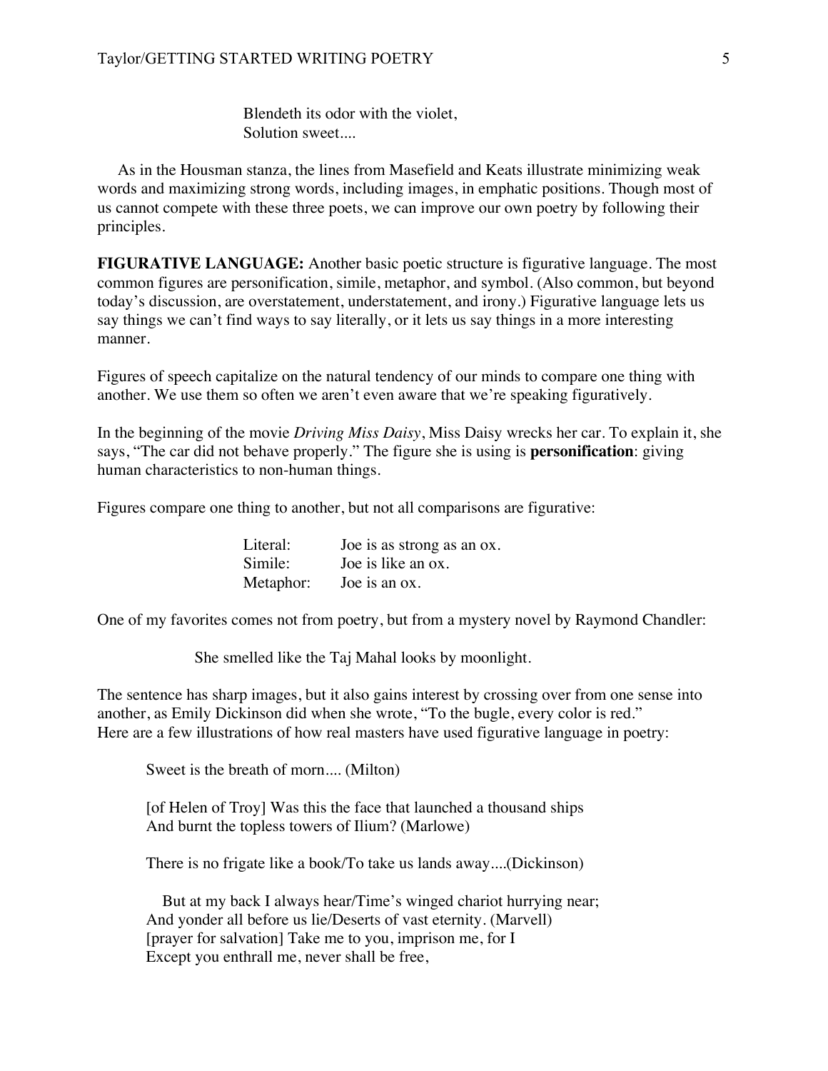Blendeth its odor with the violet,
Solution sweet....

As in the Housman stanza, the lines from Masefield and Keats illustrate minimizing weak words and maximizing strong words, including images, in emphatic positions. Though most of us cannot compete with these three poets, we can improve our own poetry by following their principles.

**FIGURATIVE LANGUAGE:** Another basic poetic structure is figurative language. The most common figures are personification, simile, metaphor, and symbol. (Also common, but beyond today's discussion, are overstatement, understatement, and irony.) Figurative language lets us say things we can't find ways to say literally, or it lets us say things in a more interesting manner.

Figures of speech capitalize on the natural tendency of our minds to compare one thing with another. We use them so often we aren't even aware that we're speaking figuratively.

In the beginning of the movie *Driving Miss Daisy*, Miss Daisy wrecks her car. To explain it, she says, "The car did not behave properly." The figure she is using is **personification**: giving human characteristics to non-human things.

Figures compare one thing to another, but not all comparisons are figurative:

Literal: Joe is as strong as an ox.
Simile: Joe is like an ox.
Metaphor: Joe is an ox.

One of my favorites comes not from poetry, but from a mystery novel by Raymond Chandler:

She smelled like the Taj Mahal looks by moonlight.

The sentence has sharp images, but it also gains interest by crossing over from one sense into another, as Emily Dickinson did when she wrote, "To the bugle, every color is red."
Here are a few illustrations of how real masters have used figurative language in poetry:

Sweet is the breath of morn.... (Milton)

[of Helen of Troy] Was this the face that launched a thousand ships
And burnt the topless towers of Ilium? (Marlowe)

There is no frigate like a book/To take us lands away....(Dickinson)

But at my back I always hear/Time's winged chariot hurrying near;
And yonder all before us lie/Deserts of vast eternity. (Marvell)
[prayer for salvation] Take me to you, imprison me, for I
Except you enthrall me, never shall be free,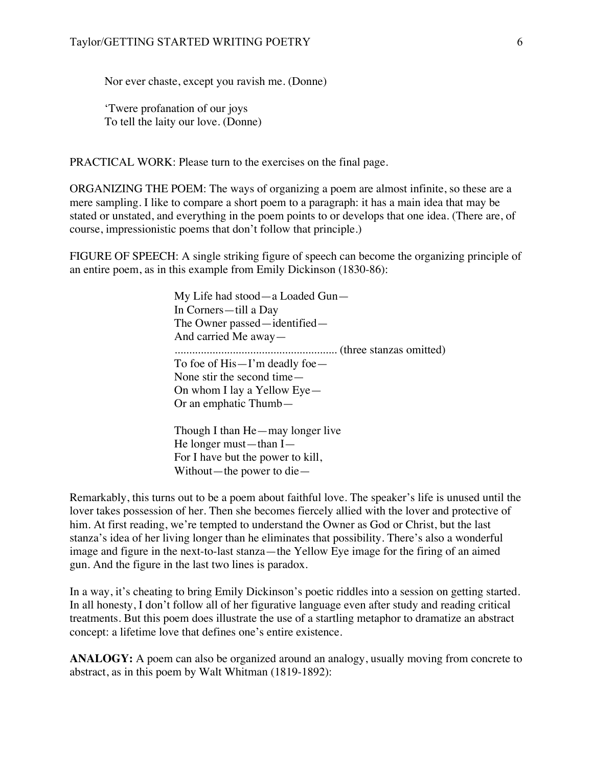Nor ever chaste, except you ravish me. (Donne)

'Twere profanation of our joys
To tell the laity our love. (Donne)

PRACTICAL WORK: Please turn to the exercises on the final page.

ORGANIZING THE POEM: The ways of organizing a poem are almost infinite, so these are a mere sampling. I like to compare a short poem to a paragraph: it has a main idea that may be stated or unstated, and everything in the poem points to or develops that one idea. (There are, of course, impressionistic poems that don't follow that principle.)

FIGURE OF SPEECH: A single striking figure of speech can become the organizing principle of an entire poem, as in this example from Emily Dickinson (1830-86):

> My Life had stood—a Loaded Gun—
> In Corners—till a Day
> The Owner passed—identified—
> And carried Me away—
> ........................................................ (three stanzas omitted)
> To foe of His—I'm deadly foe—
> None stir the second time—
> On whom I lay a Yellow Eye—
> Or an emphatic Thumb—
>
> Though I than He—may longer live
> He longer must—than I—
> For I have but the power to kill,
> Without—the power to die—

Remarkably, this turns out to be a poem about faithful love. The speaker's life is unused until the lover takes possession of her. Then she becomes fiercely allied with the lover and protective of him. At first reading, we're tempted to understand the Owner as God or Christ, but the last stanza's idea of her living longer than he eliminates that possibility. There's also a wonderful image and figure in the next-to-last stanza—the Yellow Eye image for the firing of an aimed gun. And the figure in the last two lines is paradox.

In a way, it's cheating to bring Emily Dickinson's poetic riddles into a session on getting started. In all honesty, I don't follow all of her figurative language even after study and reading critical treatments. But this poem does illustrate the use of a startling metaphor to dramatize an abstract concept: a lifetime love that defines one's entire existence.

**ANALOGY:** A poem can also be organized around an analogy, usually moving from concrete to abstract, as in this poem by Walt Whitman (1819-1892):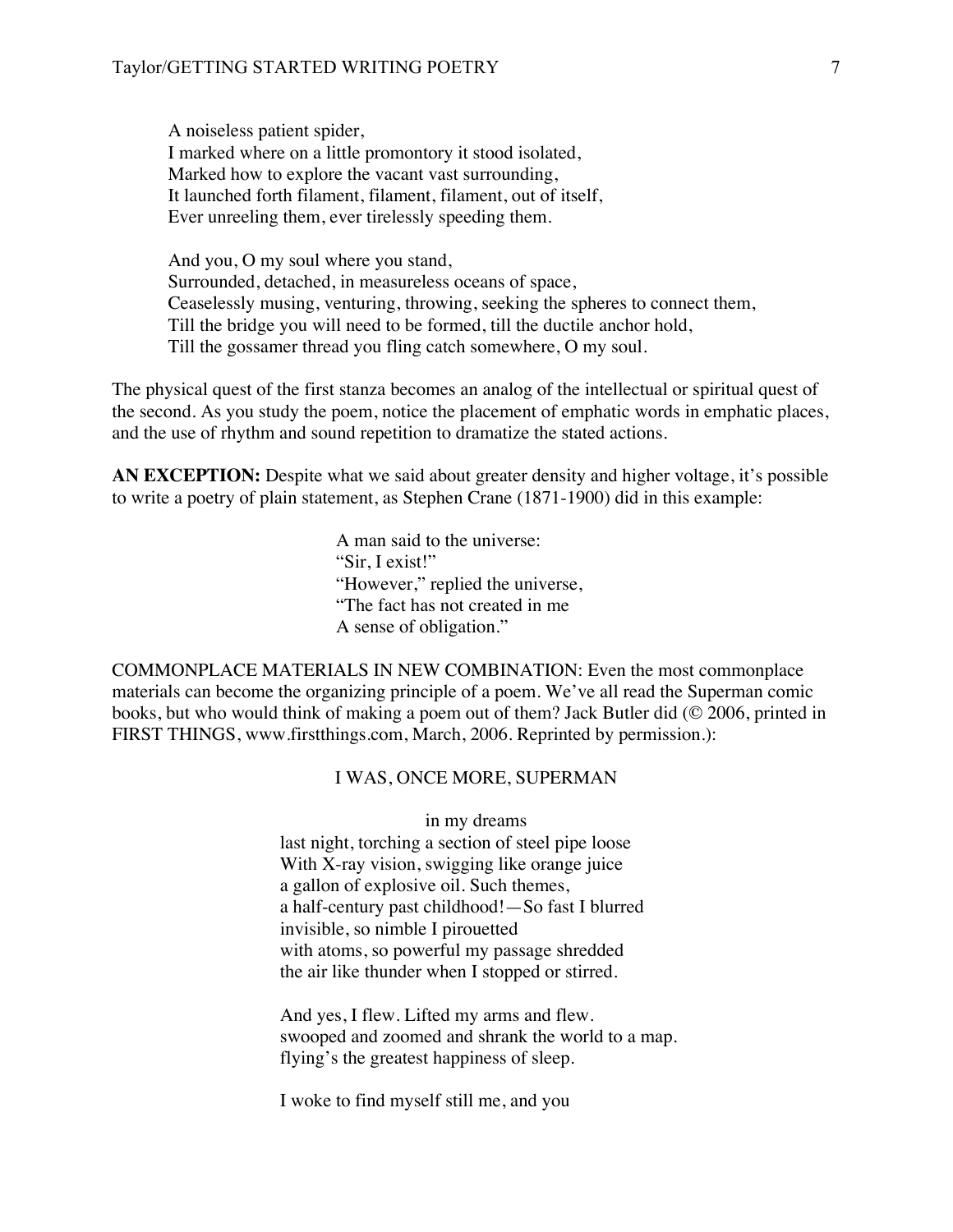A noiseless patient spider,  
I marked where on a little promontory it stood isolated,  
Marked how to explore the vacant vast surrounding,  
It launched forth filament, filament, filament, out of itself,  
Ever unreeling them, ever tirelessly speeding them.

And you, O my soul where you stand,  
Surrounded, detached, in measureless oceans of space,  
Ceaselessly musing, venturing, throwing, seeking the spheres to connect them,  
Till the bridge you will need to be formed, till the ductile anchor hold,  
Till the gossamer thread you fling catch somewhere, O my soul.

The physical quest of the first stanza becomes an analog of the intellectual or spiritual quest of the second. As you study the poem, notice the placement of emphatic words in emphatic places, and the use of rhythm and sound repetition to dramatize the stated actions.

**AN EXCEPTION:** Despite what we said about greater density and higher voltage, it's possible to write a poetry of plain statement, as Stephen Crane (1871-1900) did in this example:

A man said to the universe:  
"Sir, I exist!"  
"However," replied the universe,  
"The fact has not created in me  
A sense of obligation."

COMMONPLACE MATERIALS IN NEW COMBINATION: Even the most commonplace materials can become the organizing principle of a poem. We've all read the Superman comic books, but who would think of making a poem out of them? Jack Butler did (© 2006, printed in FIRST THINGS, www.firstthings.com, March, 2006. Reprinted by permission.):

I WAS, ONCE MORE, SUPERMAN

in my dreams  
last night, torching a section of steel pipe loose  
With X-ray vision, swigging like orange juice  
a gallon of explosive oil. Such themes,  
a half-century past childhood!—So fast I blurred  
invisible, so nimble I pirouetted  
with atoms, so powerful my passage shredded  
the air like thunder when I stopped or stirred.

And yes, I flew. Lifted my arms and flew.  
swooped and zoomed and shrank the world to a map.  
flying's the greatest happiness of sleep.

I woke to find myself still me, and you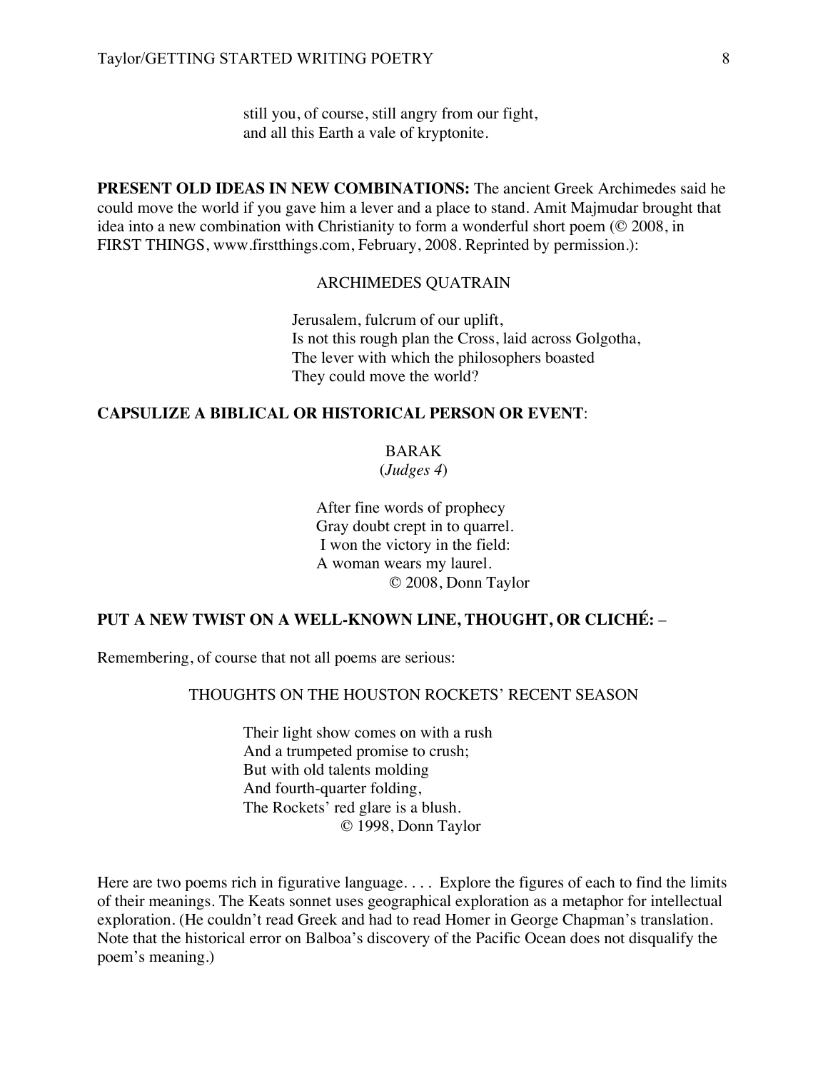still you, of course, still angry from our fight,  
and all this Earth a vale of kryptonite.

**PRESENT OLD IDEAS IN NEW COMBINATIONS:** The ancient Greek Archimedes said he could move the world if you gave him a lever and a place to stand. Amit Majmudar brought that idea into a new combination with Christianity to form a wonderful short poem (© 2008, in FIRST THINGS, www.firstthings.com, February, 2008. Reprinted by permission.):

ARCHIMEDES QUATRAIN

Jerusalem, fulcrum of our uplift,  
Is not this rough plan the Cross, laid across Golgotha,  
The lever with which the philosophers boasted  
They could move the world?

**CAPSULIZE A BIBLICAL OR HISTORICAL PERSON OR EVENT**:

BARAK  
(*Judges 4*)

After fine words of prophecy  
Gray doubt crept in to quarrel.  
I won the victory in the field:  
A woman wears my laurel.  
© 2008, Donn Taylor

**PUT A NEW TWIST ON A WELL-KNOWN LINE, THOUGHT, OR CLICHÉ:** –

Remembering, of course that not all poems are serious:

THOUGHTS ON THE HOUSTON ROCKETS' RECENT SEASON

Their light show comes on with a rush  
And a trumpeted promise to crush;  
But with old talents molding  
And fourth-quarter folding,  
The Rockets' red glare is a blush.  
© 1998, Donn Taylor

Here are two poems rich in figurative language. . . . Explore the figures of each to find the limits of their meanings. The Keats sonnet uses geographical exploration as a metaphor for intellectual exploration. (He couldn't read Greek and had to read Homer in George Chapman's translation. Note that the historical error on Balboa's discovery of the Pacific Ocean does not disqualify the poem's meaning.)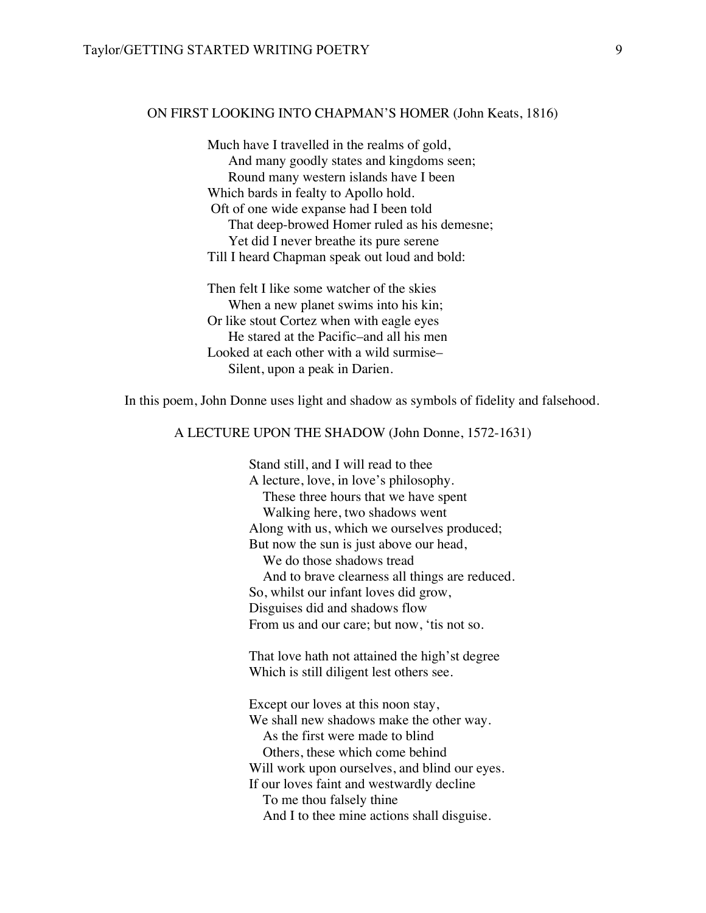ON FIRST LOOKING INTO CHAPMAN'S HOMER (John Keats, 1816)

Much have I travelled in the realms of gold,  
    And many goodly states and kingdoms seen;  
    Round many western islands have I been  
Which bards in fealty to Apollo hold.  
Oft of one wide expanse had I been told  
    That deep-browed Homer ruled as his demesne;  
    Yet did I never breathe its pure serene  
Till I heard Chapman speak out loud and bold:

Then felt I like some watcher of the skies  
    When a new planet swims into his kin;  
Or like stout Cortez when with eagle eyes  
    He stared at the Pacific–and all his men  
Looked at each other with a wild surmise–  
    Silent, upon a peak in Darien.

In this poem, John Donne uses light and shadow as symbols of fidelity and falsehood.

A LECTURE UPON THE SHADOW (John Donne, 1572-1631)

Stand still, and I will read to thee  
A lecture, love, in love's philosophy.  
    These three hours that we have spent  
    Walking here, two shadows went  
Along with us, which we ourselves produced;  
But now the sun is just above our head,  
    We do those shadows tread  
    And to brave clearness all things are reduced.  
So, whilst our infant loves did grow,  
Disguises did and shadows flow  
From us and our care; but now, 'tis not so.

That love hath not attained the high'st degree  
Which is still diligent lest others see.

Except our loves at this noon stay,  
We shall new shadows make the other way.  
    As the first were made to blind  
    Others, these which come behind  
Will work upon ourselves, and blind our eyes.  
If our loves faint and westwardly decline  
    To me thou falsely thine  
    And I to thee mine actions shall disguise.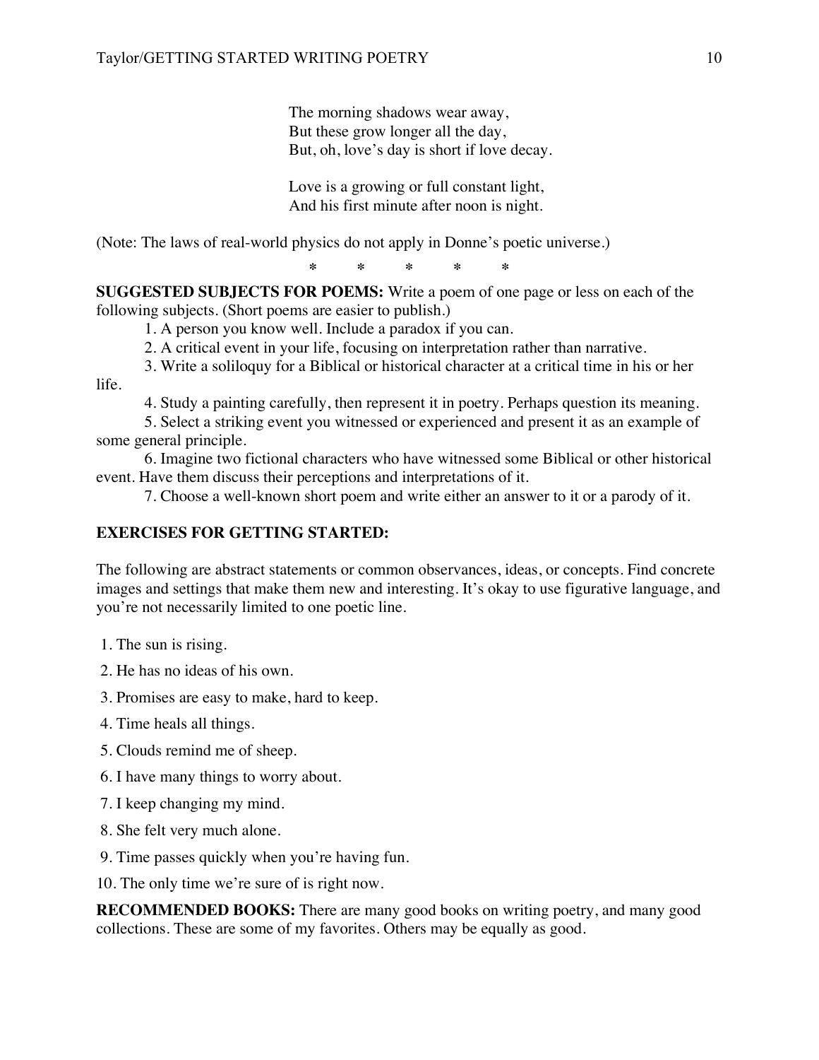The morning shadows wear away,
But these grow longer all the day,
But, oh, love's day is short if love decay.

Love is a growing or full constant light,
And his first minute after noon is night.

(Note: The laws of real-world physics do not apply in Donne's poetic universe.)

\*     \*     \*     \*     \*

**SUGGESTED SUBJECTS FOR POEMS:** Write a poem of one page or less on each of the following subjects. (Short poems are easier to publish.)

1. A person you know well. Include a paradox if you can.
2. A critical event in your life, focusing on interpretation rather than narrative.
3. Write a soliloquy for a Biblical or historical character at a critical time in his or her life.
4. Study a painting carefully, then represent it in poetry. Perhaps question its meaning.
5. Select a striking event you witnessed or experienced and present it as an example of some general principle.
6. Imagine two fictional characters who have witnessed some Biblical or other historical event. Have them discuss their perceptions and interpretations of it.
7. Choose a well-known short poem and write either an answer to it or a parody of it.

**EXERCISES FOR GETTING STARTED:**

The following are abstract statements or common observances, ideas, or concepts. Find concrete images and settings that make them new and interesting. It's okay to use figurative language, and you're not necessarily limited to one poetic line.

1. The sun is rising.
2. He has no ideas of his own.
3. Promises are easy to make, hard to keep.
4. Time heals all things.
5. Clouds remind me of sheep.
6. I have many things to worry about.
7. I keep changing my mind.
8. She felt very much alone.
9. Time passes quickly when you're having fun.
10. The only time we're sure of is right now.

**RECOMMENDED BOOKS:** There are many good books on writing poetry, and many good collections. These are some of my favorites. Others may be equally as good.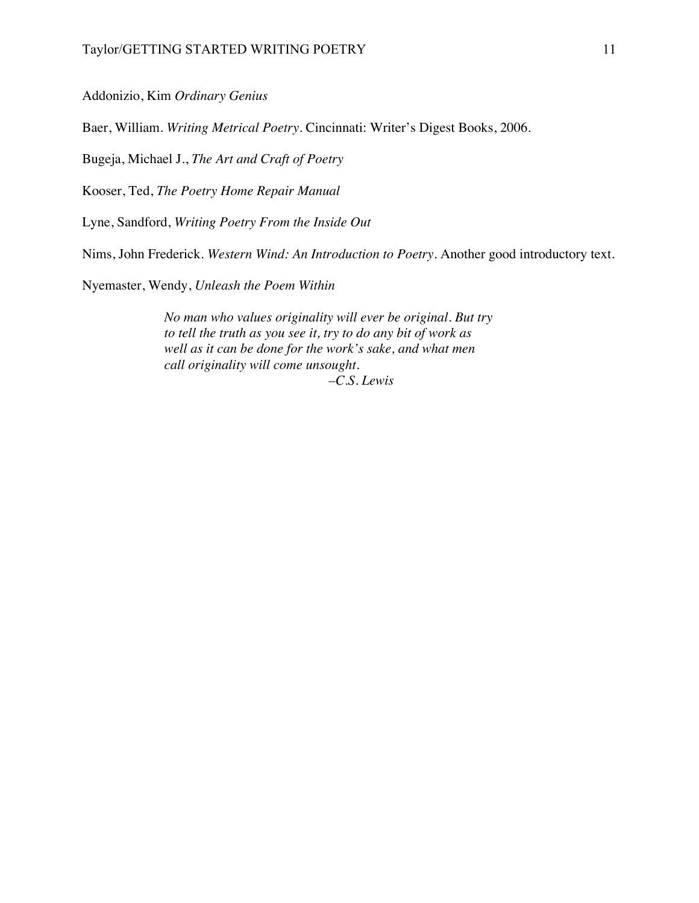Addonizio, Kim *Ordinary Genius*

Baer, William. *Writing Metrical Poetry*. Cincinnati: Writer's Digest Books, 2006.

Bugeja, Michael J., *The Art and Craft of Poetry*

Kooser, Ted, *The Poetry Home Repair Manual*

Lyne, Sandford, *Writing Poetry From the Inside Out*

Nims, John Frederick. *Western Wind: An Introduction to Poetry*. Another good introductory text.

Nyemaster, Wendy, *Unleash the Poem Within*

> *No man who values originality will ever be original. But try to tell the truth as you see it, try to do any bit of work as well as it can be done for the work's sake, and what men call originality will come unsought.*
>
> *–C.S. Lewis*